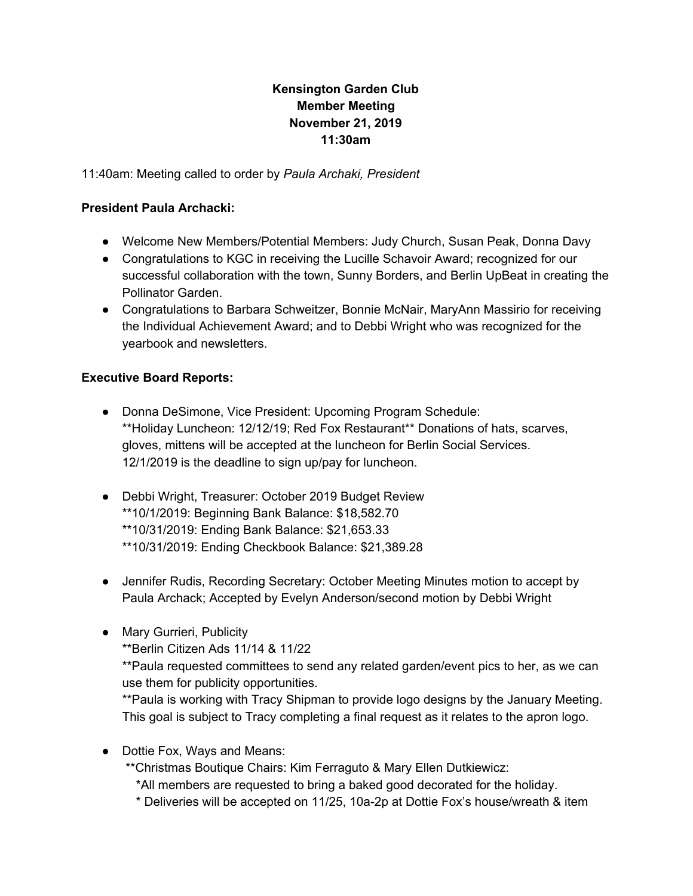**Kensington Garden Club**
**Member Meeting**
**November 21, 2019**
**11:30am**

11:40am: Meeting called to order by *Paula Archaki, President*

**President Paula Archacki:**

- Welcome New Members/Potential Members: Judy Church, Susan Peak, Donna Davy
- Congratulations to KGC in receiving the Lucille Schavoir Award; recognized for our successful collaboration with the town, Sunny Borders, and Berlin UpBeat in creating the Pollinator Garden.
- Congratulations to Barbara Schweitzer, Bonnie McNair, MaryAnn Massirio for receiving the Individual Achievement Award; and to Debbi Wright who was recognized for the yearbook and newsletters.

**Executive Board Reports:**

- Donna DeSimone, Vice President: Upcoming Program Schedule:
  **Holiday Luncheon: 12/12/19; Red Fox Restaurant** Donations of hats, scarves, gloves, mittens will be accepted at the luncheon for Berlin Social Services.
  12/1/2019 is the deadline to sign up/pay for luncheon.

- Debbi Wright, Treasurer: October 2019 Budget Review
  **10/1/2019: Beginning Bank Balance: $18,582.70
  **10/31/2019: Ending Bank Balance: $21,653.33
  **10/31/2019: Ending Checkbook Balance: $21,389.28

- Jennifer Rudis, Recording Secretary: October Meeting Minutes motion to accept by Paula Archack; Accepted by Evelyn Anderson/second motion by Debbi Wright

- Mary Gurrieri, Publicity
  **Berlin Citizen Ads 11/14 & 11/22
  **Paula requested committees to send any related garden/event pics to her, as we can use them for publicity opportunities.
  **Paula is working with Tracy Shipman to provide logo designs by the January Meeting. This goal is subject to Tracy completing a final request as it relates to the apron logo.

- Dottie Fox, Ways and Means:
  **Christmas Boutique Chairs: Kim Ferraguto & Mary Ellen Dutkiewicz:
  *All members are requested to bring a baked good decorated for the holiday.
  * Deliveries will be accepted on 11/25, 10a-2p at Dottie Fox's house/wreath & item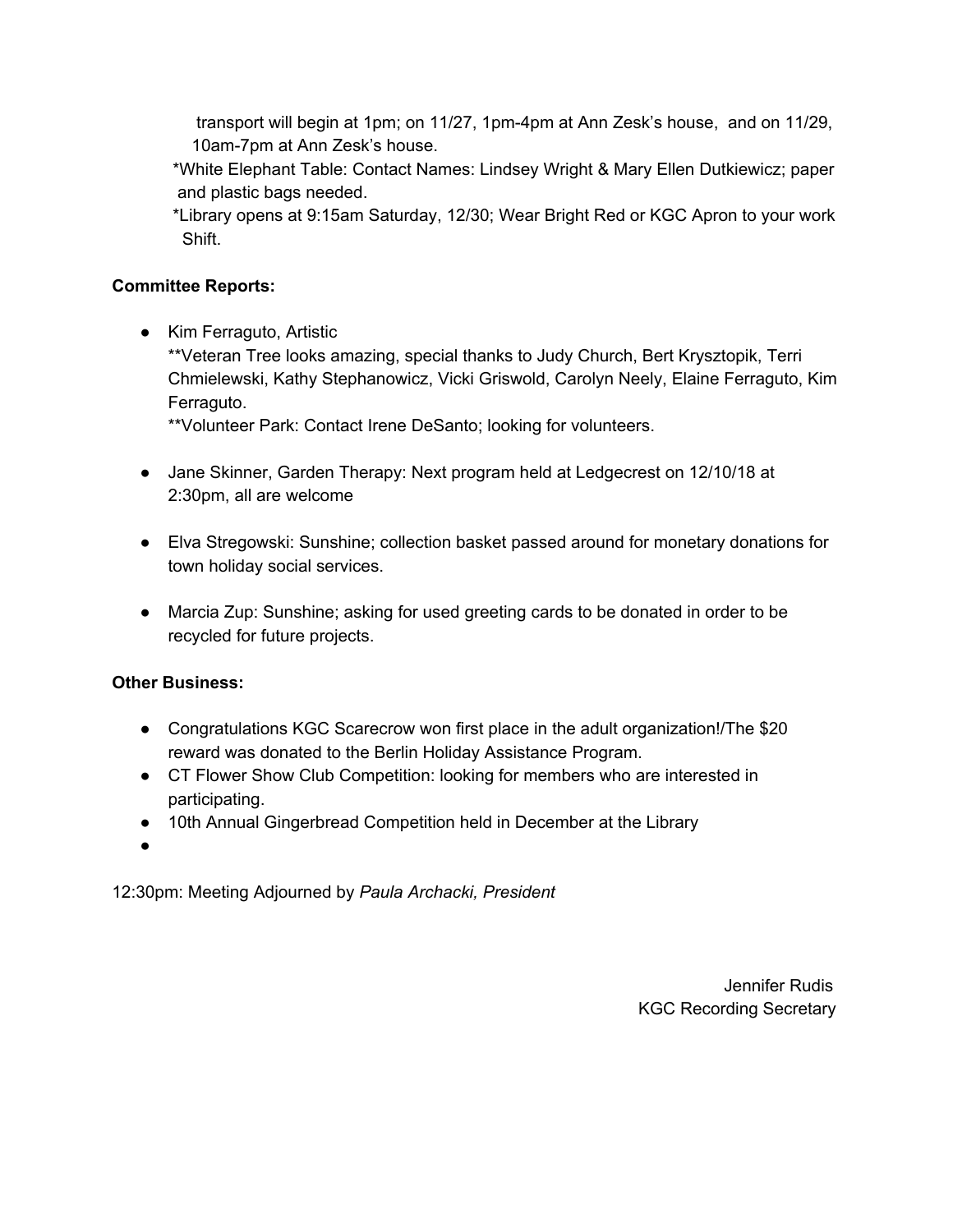transport will begin at 1pm; on 11/27, 1pm-4pm at Ann Zesk's house, and on 11/29, 10am-7pm at Ann Zesk's house.

*White Elephant Table: Contact Names: Lindsey Wright & Mary Ellen Dutkiewicz; paper and plastic bags needed.

*Library opens at 9:15am Saturday, 12/30; Wear Bright Red or KGC Apron to your work Shift.

**Committee Reports:**

- Kim Ferraguto, Artistic
  **Veteran Tree looks amazing, special thanks to Judy Church, Bert Krysztopik, Terri Chmielewski, Kathy Stephanowicz, Vicki Griswold, Carolyn Neely, Elaine Ferraguto, Kim Ferraguto.
  **Volunteer Park: Contact Irene DeSanto; looking for volunteers.

- Jane Skinner, Garden Therapy: Next program held at Ledgecrest on 12/10/18 at 2:30pm, all are welcome

- Elva Stregowski: Sunshine; collection basket passed around for monetary donations for town holiday social services.

- Marcia Zup: Sunshine; asking for used greeting cards to be donated in order to be recycled for future projects.

**Other Business:**

- Congratulations KGC Scarecrow won first place in the adult organization!/The $20 reward was donated to the Berlin Holiday Assistance Program.
- CT Flower Show Club Competition: looking for members who are interested in participating.
- 10th Annual Gingerbread Competition held in December at the Library
- 

12:30pm: Meeting Adjourned by *Paula Archacki, President*

Jennifer Rudis
KGC Recording Secretary